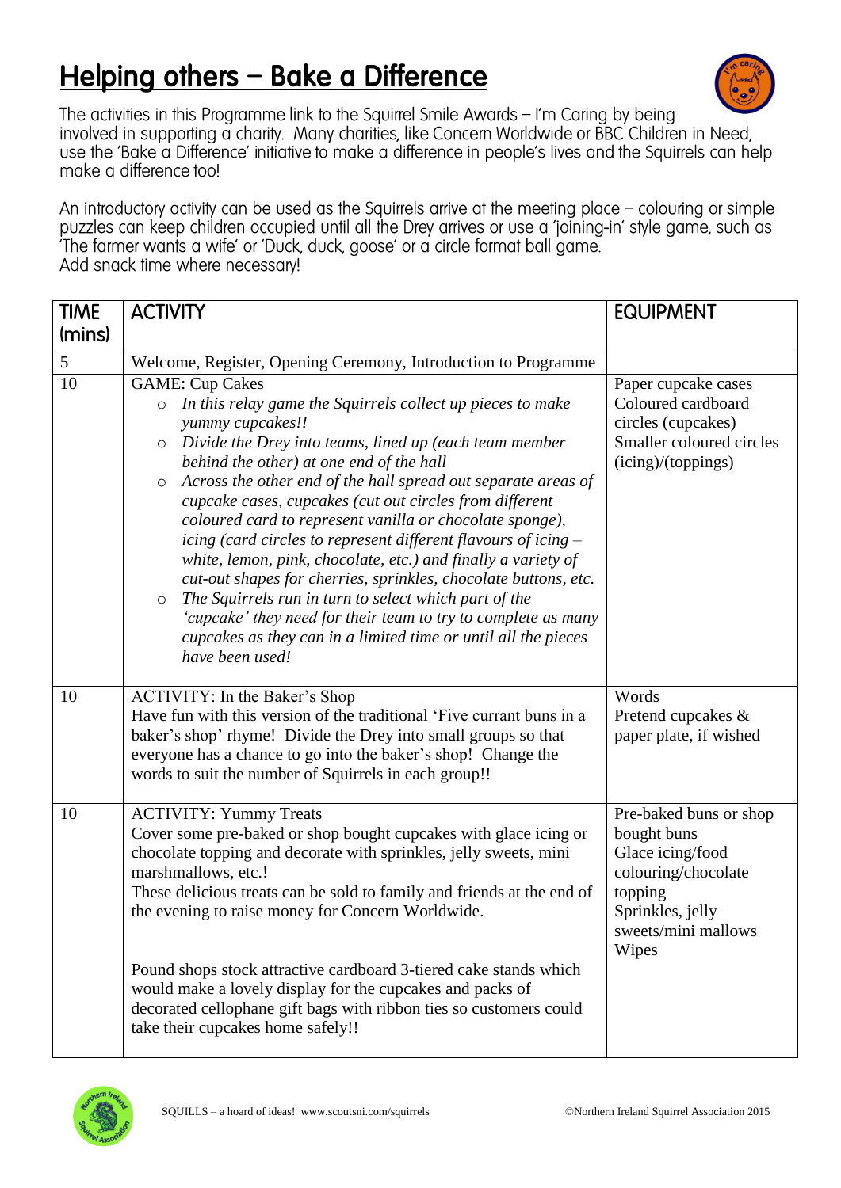# Helping others – Bake a Difference

The activities in this Programme link to the Squirrel Smile Awards – I'm Caring by being involved in supporting a charity. Many charities, like Concern Worldwide or BBC Children in Need, use the 'Bake a Difference' initiative to make a difference in people's lives and the Squirrels can help make a difference too!

An introductory activity can be used as the Squirrels arrive at the meeting place – colouring or simple puzzles can keep children occupied until all the Drey arrives or use a 'joining-in' style game, such as 'The farmer wants a wife' or 'Duck, duck, goose' or a circle format ball game.
Add snack time where necessary!

| TIME (mins) | ACTIVITY | EQUIPMENT |
|---|---|---|
| 5 | Welcome, Register, Opening Ceremony, Introduction to Programme | |
| 10 | GAME: Cup Cakes<br>○ *In this relay game the Squirrels collect up pieces to make yummy cupcakes!!*<br>○ *Divide the Drey into teams, lined up (each team member behind the other) at one end of the hall*<br>○ *Across the other end of the hall spread out separate areas of cupcake cases, cupcakes (cut out circles from different coloured card to represent vanilla or chocolate sponge), icing (card circles to represent different flavours of icing – white, lemon, pink, chocolate, etc.) and finally a variety of cut-out shapes for cherries, sprinkles, chocolate buttons, etc.*<br>○ *The Squirrels run in turn to select which part of the 'cupcake' they need for their team to try to complete as many cupcakes as they can in a limited time or until all the pieces have been used!* | Paper cupcake cases<br>Coloured cardboard circles (cupcakes)<br>Smaller coloured circles (icing)/(toppings) |
| 10 | ACTIVITY: In the Baker's Shop<br>Have fun with this version of the traditional 'Five currant buns in a baker's shop' rhyme! Divide the Drey into small groups so that everyone has a chance to go into the baker's shop! Change the words to suit the number of Squirrels in each group!! | Words<br>Pretend cupcakes & paper plate, if wished |
| 10 | ACTIVITY: Yummy Treats<br>Cover some pre-baked or shop bought cupcakes with glace icing or chocolate topping and decorate with sprinkles, jelly sweets, mini marshmallows, etc.!<br>These delicious treats can be sold to family and friends at the end of the evening to raise money for Concern Worldwide.<br><br>Pound shops stock attractive cardboard 3-tiered cake stands which would make a lovely display for the cupcakes and packs of decorated cellophane gift bags with ribbon ties so customers could take their cupcakes home safely!! | Pre-baked buns or shop bought buns<br>Glace icing/food colouring/chocolate topping<br>Sprinkles, jelly sweets/mini mallows<br>Wipes |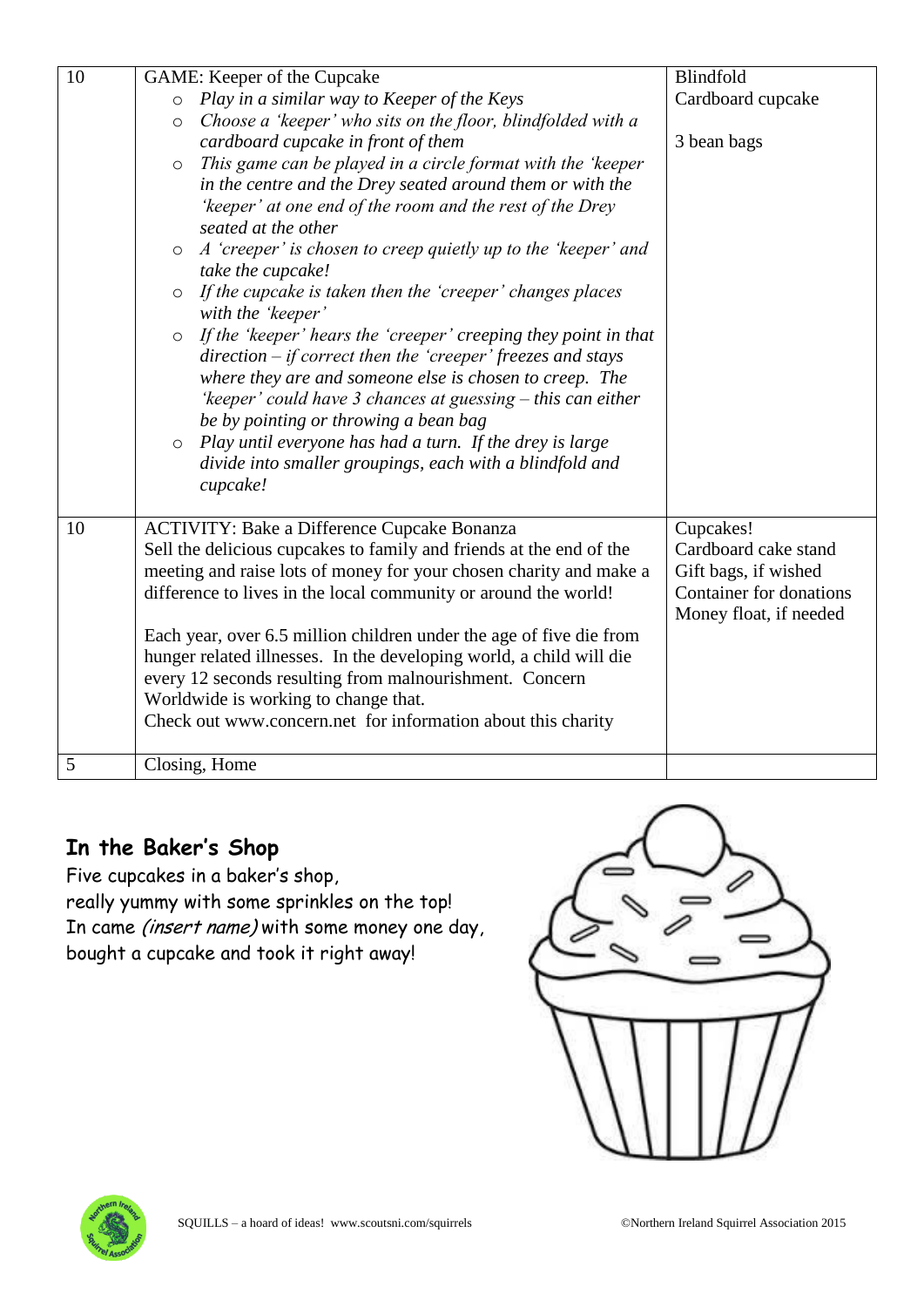| | | |
|---|---|---|
| 10 | GAME: Keeper of the Cupcake<br>◦ *Play in a similar way to Keeper of the Keys*<br>◦ *Choose a 'keeper' who sits on the floor, blindfolded with a cardboard cupcake in front of them*<br>◦ *This game can be played in a circle format with the 'keeper in the centre and the Drey seated around them or with the 'keeper' at one end of the room and the rest of the Drey seated at the other*<br>◦ *A 'creeper' is chosen to creep quietly up to the 'keeper' and take the cupcake!*<br>◦ *If the cupcake is taken then the 'creeper' changes places with the 'keeper'*<br>◦ *If the 'keeper' hears the 'creeper' creeping they point in that direction – if correct then the 'creeper' freezes and stays where they are and someone else is chosen to creep. The 'keeper' could have 3 chances at guessing – this can either be by pointing or throwing a bean bag*<br>◦ *Play until everyone has had a turn. If the drey is large divide into smaller groupings, each with a blindfold and cupcake!* | Blindfold<br>Cardboard cupcake<br><br>3 bean bags |
| 10 | ACTIVITY: Bake a Difference Cupcake Bonanza<br>Sell the delicious cupcakes to family and friends at the end of the meeting and raise lots of money for your chosen charity and make a difference to lives in the local community or around the world!<br><br>Each year, over 6.5 million children under the age of five die from hunger related illnesses. In the developing world, a child will die every 12 seconds resulting from malnourishment. Concern Worldwide is working to change that.<br>Check out www.concern.net for information about this charity | Cupcakes!<br>Cardboard cake stand<br>Gift bags, if wished<br>Container for donations<br>Money float, if needed |
| 5 | Closing, Home | |

## In the Baker's Shop

Five cupcakes in a baker's shop,
really yummy with some sprinkles on the top!
In came *(insert name)* with some money one day,
bought a cupcake and took it right away!